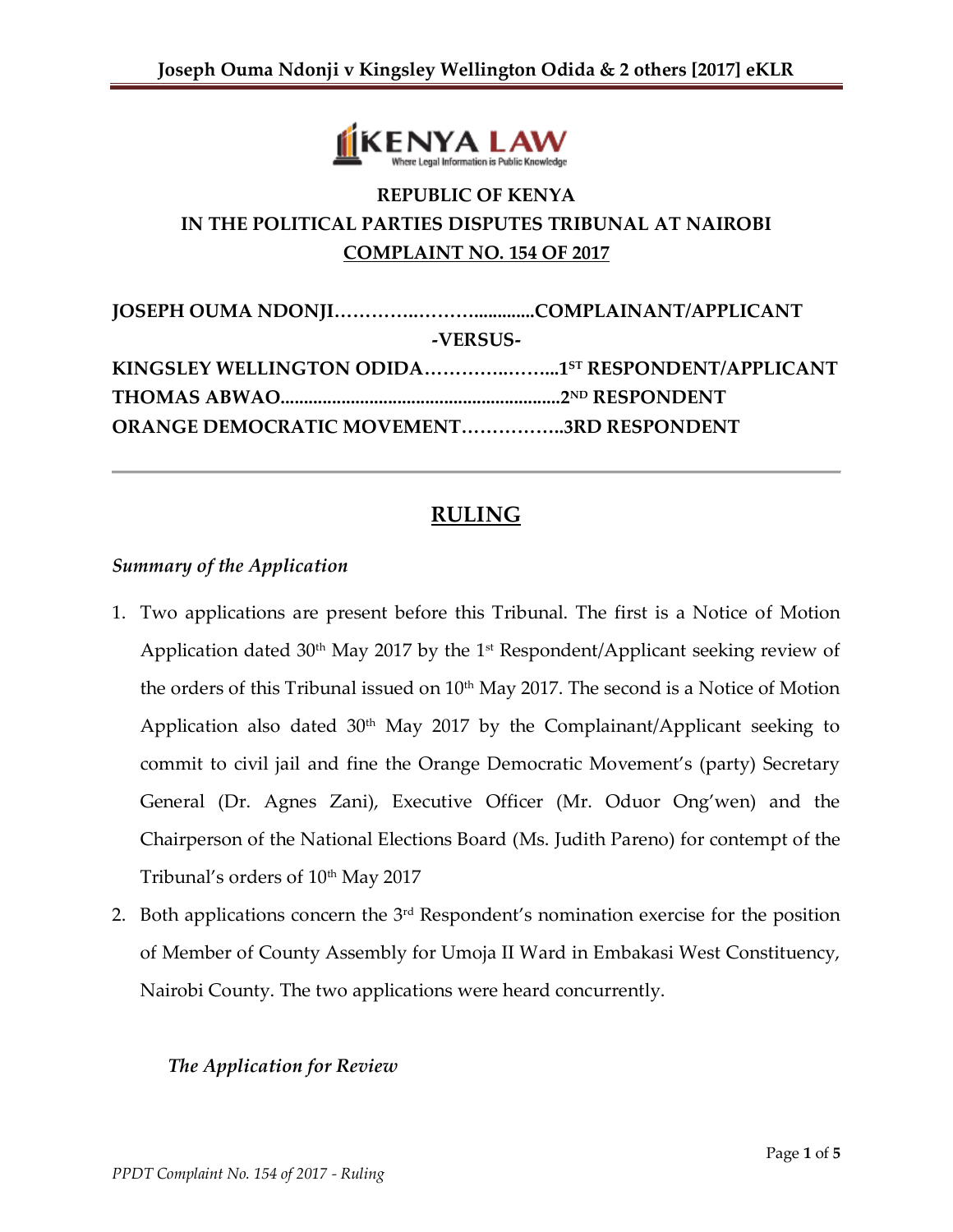**REPUBLIC OF KENYA**

**IN THE POLITICAL PARTIES DISPUTES TRIBUNAL AT NAIROBI**

**COMPLAINT NO. 154 OF 2017**

**JOSEPH OUMA NDONJI……………..………...............COMPLAINANT/APPLICANT**

**-VERSUS-**

**KINGSLEY WELLINGTON ODIDA………….……..1ST RESPONDENT/APPLICANT**

**THOMAS ABWAO.............................................................2ND RESPONDENT**

**ORANGE DEMOCRATIC MOVEMENT……………..3RD RESPONDENT**

---

## RULING

*Summary of the Application*

1. Two applications are present before this Tribunal. The first is a Notice of Motion Application dated 30th May 2017 by the 1st Respondent/Applicant seeking review of the orders of this Tribunal issued on 10th May 2017. The second is a Notice of Motion Application also dated 30th May 2017 by the Complainant/Applicant seeking to commit to civil jail and fine the Orange Democratic Movement's (party) Secretary General (Dr. Agnes Zani), Executive Officer (Mr. Oduor Ong'wen) and the Chairperson of the National Elections Board (Ms. Judith Pareno) for contempt of the Tribunal's orders of 10th May 2017
2. Both applications concern the 3rd Respondent's nomination exercise for the position of Member of County Assembly for Umoja II Ward in Embakasi West Constituency, Nairobi County. The two applications were heard concurrently.

*The Application for Review*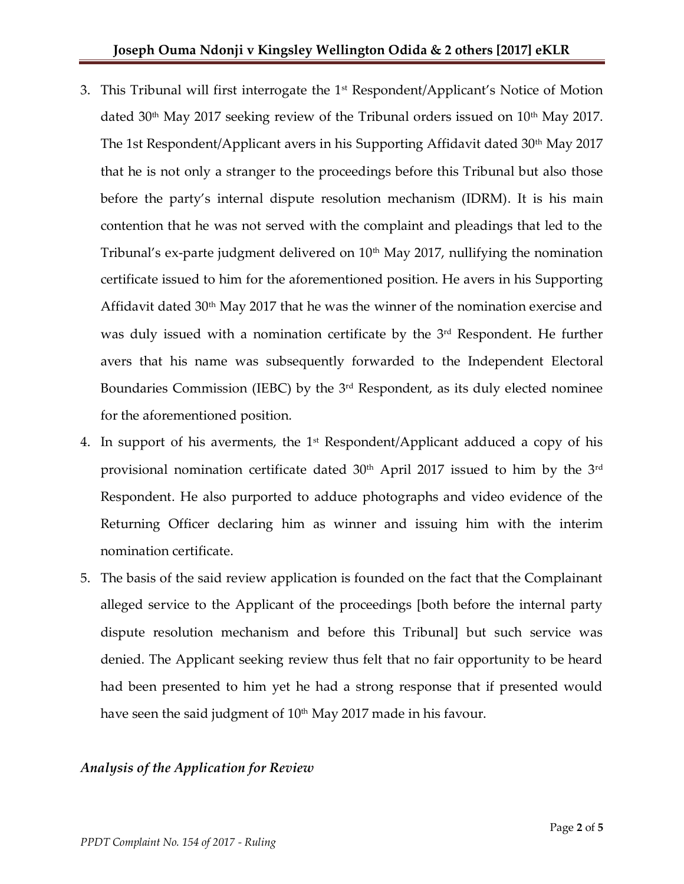3. This Tribunal will first interrogate the 1st Respondent/Applicant's Notice of Motion dated 30th May 2017 seeking review of the Tribunal orders issued on 10th May 2017. The 1st Respondent/Applicant avers in his Supporting Affidavit dated 30th May 2017 that he is not only a stranger to the proceedings before this Tribunal but also those before the party's internal dispute resolution mechanism (IDRM). It is his main contention that he was not served with the complaint and pleadings that led to the Tribunal's ex-parte judgment delivered on 10th May 2017, nullifying the nomination certificate issued to him for the aforementioned position. He avers in his Supporting Affidavit dated 30th May 2017 that he was the winner of the nomination exercise and was duly issued with a nomination certificate by the 3rd Respondent. He further avers that his name was subsequently forwarded to the Independent Electoral Boundaries Commission (IEBC) by the 3rd Respondent, as its duly elected nominee for the aforementioned position.
4. In support of his averments, the 1st Respondent/Applicant adduced a copy of his provisional nomination certificate dated 30th April 2017 issued to him by the 3rd Respondent. He also purported to adduce photographs and video evidence of the Returning Officer declaring him as winner and issuing him with the interim nomination certificate.
5. The basis of the said review application is founded on the fact that the Complainant alleged service to the Applicant of the proceedings [both before the internal party dispute resolution mechanism and before this Tribunal] but such service was denied. The Applicant seeking review thus felt that no fair opportunity to be heard had been presented to him yet he had a strong response that if presented would have seen the said judgment of 10th May 2017 made in his favour.

***Analysis of the Application for Review***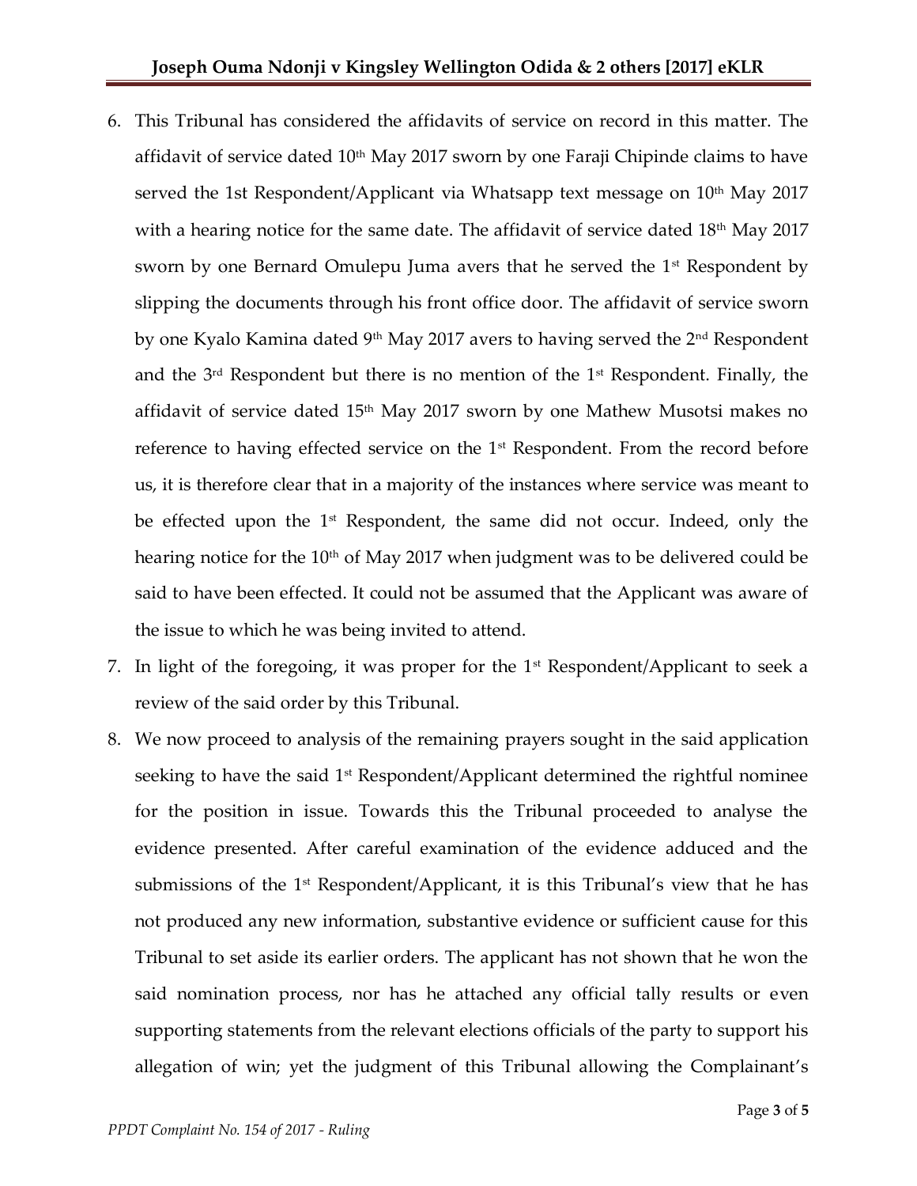6. This Tribunal has considered the affidavits of service on record in this matter. The affidavit of service dated 10th May 2017 sworn by one Faraji Chipinde claims to have served the 1st Respondent/Applicant via Whatsapp text message on 10th May 2017 with a hearing notice for the same date. The affidavit of service dated 18th May 2017 sworn by one Bernard Omulepu Juma avers that he served the 1st Respondent by slipping the documents through his front office door. The affidavit of service sworn by one Kyalo Kamina dated 9th May 2017 avers to having served the 2nd Respondent and the 3rd Respondent but there is no mention of the 1st Respondent. Finally, the affidavit of service dated 15th May 2017 sworn by one Mathew Musotsi makes no reference to having effected service on the 1st Respondent. From the record before us, it is therefore clear that in a majority of the instances where service was meant to be effected upon the 1st Respondent, the same did not occur. Indeed, only the hearing notice for the 10th of May 2017 when judgment was to be delivered could be said to have been effected. It could not be assumed that the Applicant was aware of the issue to which he was being invited to attend.
7. In light of the foregoing, it was proper for the 1st Respondent/Applicant to seek a review of the said order by this Tribunal.
8. We now proceed to analysis of the remaining prayers sought in the said application seeking to have the said 1st Respondent/Applicant determined the rightful nominee for the position in issue. Towards this the Tribunal proceeded to analyse the evidence presented. After careful examination of the evidence adduced and the submissions of the 1st Respondent/Applicant, it is this Tribunal's view that he has not produced any new information, substantive evidence or sufficient cause for this Tribunal to set aside its earlier orders. The applicant has not shown that he won the said nomination process, nor has he attached any official tally results or even supporting statements from the relevant elections officials of the party to support his allegation of win; yet the judgment of this Tribunal allowing the Complainant's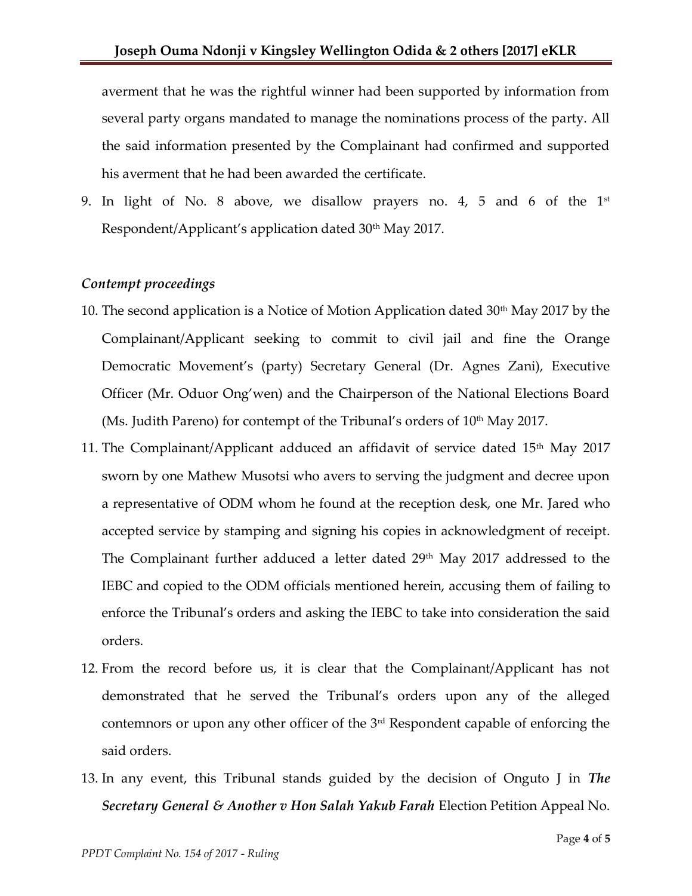averment that he was the rightful winner had been supported by information from several party organs mandated to manage the nominations process of the party. All the said information presented by the Complainant had confirmed and supported his averment that he had been awarded the certificate.

9. In light of No. 8 above, we disallow prayers no. 4, 5 and 6 of the 1st Respondent/Applicant's application dated 30th May 2017.

*Contempt proceedings*

10. The second application is a Notice of Motion Application dated 30th May 2017 by the Complainant/Applicant seeking to commit to civil jail and fine the Orange Democratic Movement's (party) Secretary General (Dr. Agnes Zani), Executive Officer (Mr. Oduor Ong'wen) and the Chairperson of the National Elections Board (Ms. Judith Pareno) for contempt of the Tribunal's orders of 10th May 2017.

11. The Complainant/Applicant adduced an affidavit of service dated 15th May 2017 sworn by one Mathew Musotsi who avers to serving the judgment and decree upon a representative of ODM whom he found at the reception desk, one Mr. Jared who accepted service by stamping and signing his copies in acknowledgment of receipt. The Complainant further adduced a letter dated 29th May 2017 addressed to the IEBC and copied to the ODM officials mentioned herein, accusing them of failing to enforce the Tribunal's orders and asking the IEBC to take into consideration the said orders.

12. From the record before us, it is clear that the Complainant/Applicant has not demonstrated that he served the Tribunal's orders upon any of the alleged contemnors or upon any other officer of the 3rd Respondent capable of enforcing the said orders.

13. In any event, this Tribunal stands guided by the decision of Onguto J in ***The Secretary General & Another v Hon Salah Yakub Farah*** Election Petition Appeal No.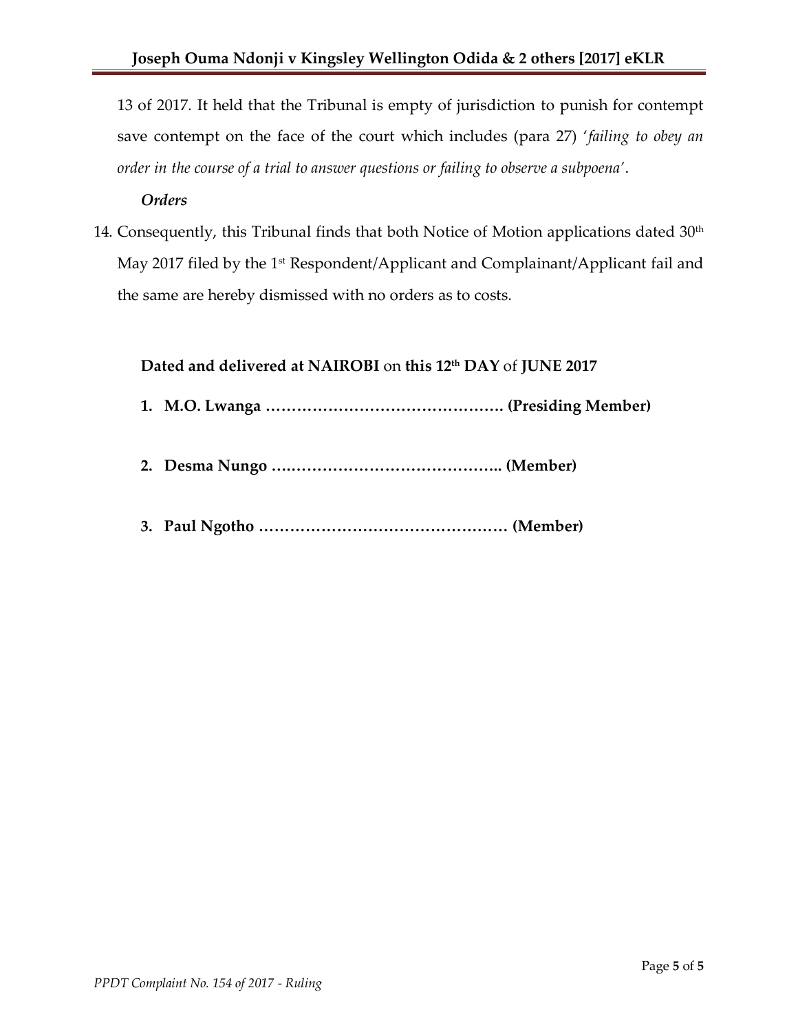13 of 2017. It held that the Tribunal is empty of jurisdiction to punish for contempt save contempt on the face of the court which includes (para 27) '*failing to obey an order in the course of a trial to answer questions or failing to observe a subpoena*'.

***Orders***

14. Consequently, this Tribunal finds that both Notice of Motion applications dated 30th May 2017 filed by the 1st Respondent/Applicant and Complainant/Applicant fail and the same are hereby dismissed with no orders as to costs.

**Dated and delivered at NAIROBI** on **this 12th DAY** of **JUNE 2017**

1. **M.O. Lwanga ………………………………………. (Presiding Member)**
2. **Desma Nungo ……………………………………. (Member)**
3. **Paul Ngotho ………………………………………… (Member)**